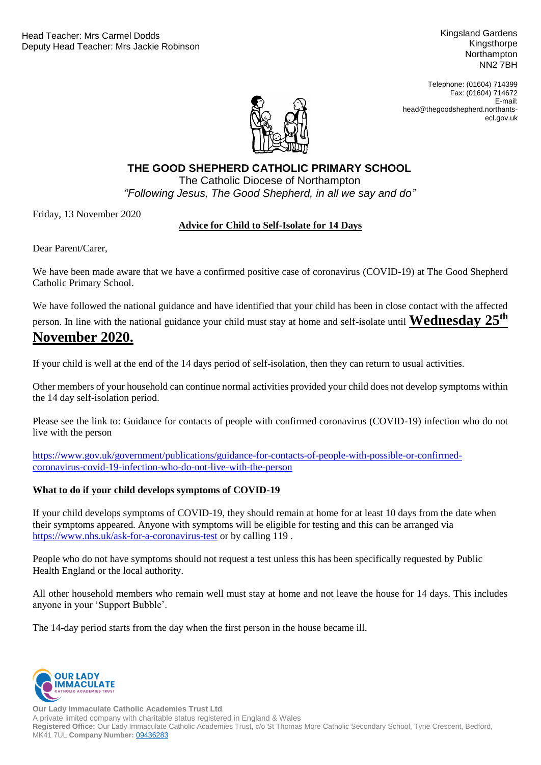Head Teacher: Mrs Carmel Dodds
Deputy Head Teacher: Mrs Jackie Robinson

Kingsland Gardens
Kingsthorpe
Northampton
NN2 7BH

Telephone: (01604) 714399
Fax: (01604) 714672
E-mail: head@thegoodshepherd.northants-ecl.gov.uk

# THE GOOD SHEPHERD CATHOLIC PRIMARY SCHOOL

The Catholic Diocese of Northampton

*"Following Jesus, The Good Shepherd, in all we say and do"*

Friday, 13 November 2020

**Advice for Child to Self-Isolate for 14 Days**

Dear Parent/Carer,

We have been made aware that we have a confirmed positive case of coronavirus (COVID-19) at The Good Shepherd Catholic Primary School.

We have followed the national guidance and have identified that your child has been in close contact with the affected person. In line with the national guidance your child must stay at home and self-isolate until **Wednesday 25th November 2020.**

If your child is well at the end of the 14 days period of self-isolation, then they can return to usual activities.

Other members of your household can continue normal activities provided your child does not develop symptoms within the 14 day self-isolation period.

Please see the link to: Guidance for contacts of people with confirmed coronavirus (COVID-19) infection who do not live with the person

https://www.gov.uk/government/publications/guidance-for-contacts-of-people-with-possible-or-confirmed-coronavirus-covid-19-infection-who-do-not-live-with-the-person

**What to do if your child develops symptoms of COVID-19**

If your child develops symptoms of COVID-19, they should remain at home for at least 10 days from the date when their symptoms appeared. Anyone with symptoms will be eligible for testing and this can be arranged via https://www.nhs.uk/ask-for-a-coronavirus-test or by calling 119 .

People who do not have symptoms should not request a test unless this has been specifically requested by Public Health England or the local authority.

All other household members who remain well must stay at home and not leave the house for 14 days. This includes anyone in your 'Support Bubble'.

The 14-day period starts from the day when the first person in the house became ill.

**Our Lady Immaculate Catholic Academies Trust Ltd**
A private limited company with charitable status registered in England & Wales
**Registered Office:** Our Lady Immaculate Catholic Academies Trust, c/o St Thomas More Catholic Secondary School, Tyne Crescent, Bedford, MK41 7UL **Company Number:** 09436283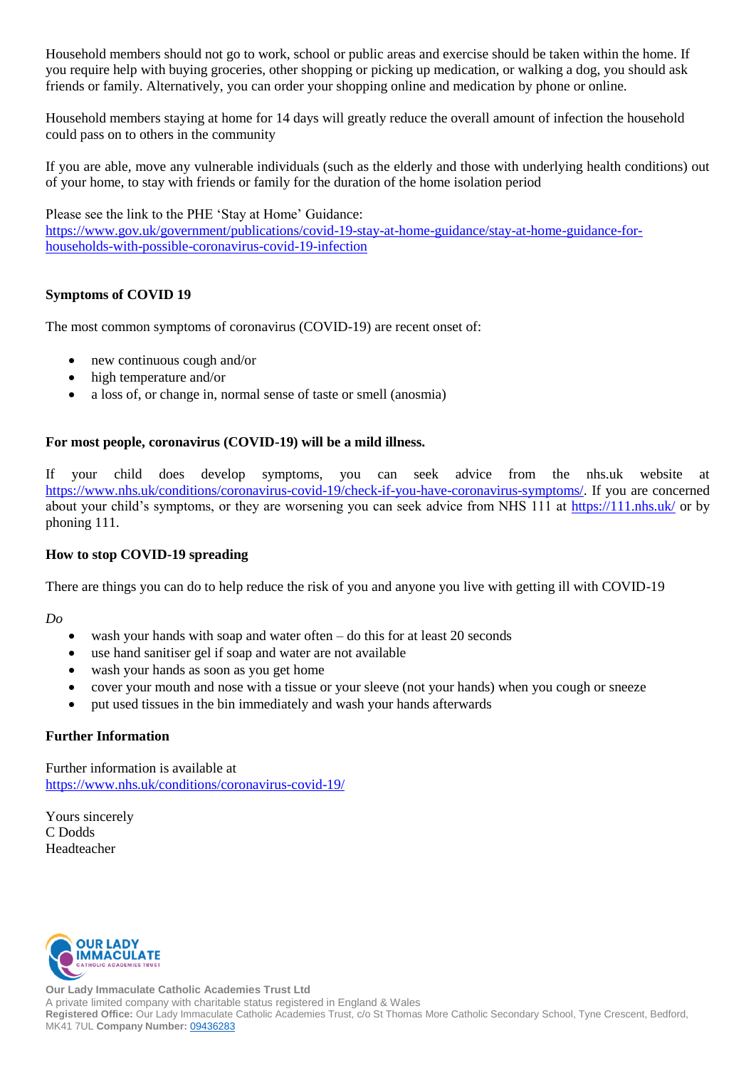Household members should not go to work, school or public areas and exercise should be taken within the home. If you require help with buying groceries, other shopping or picking up medication, or walking a dog, you should ask friends or family. Alternatively, you can order your shopping online and medication by phone or online.

Household members staying at home for 14 days will greatly reduce the overall amount of infection the household could pass on to others in the community

If you are able, move any vulnerable individuals (such as the elderly and those with underlying health conditions) out of your home, to stay with friends or family for the duration of the home isolation period

Please see the link to the PHE 'Stay at Home' Guidance:
https://www.gov.uk/government/publications/covid-19-stay-at-home-guidance/stay-at-home-guidance-for-households-with-possible-coronavirus-covid-19-infection

**Symptoms of COVID 19**

The most common symptoms of coronavirus (COVID-19) are recent onset of:

- new continuous cough and/or
- high temperature and/or
- a loss of, or change in, normal sense of taste or smell (anosmia)

**For most people, coronavirus (COVID-19) will be a mild illness.**

If your child does develop symptoms, you can seek advice from the nhs.uk website at https://www.nhs.uk/conditions/coronavirus-covid-19/check-if-you-have-coronavirus-symptoms/. If you are concerned about your child's symptoms, or they are worsening you can seek advice from NHS 111 at https://111.nhs.uk/ or by phoning 111.

**How to stop COVID-19 spreading**

There are things you can do to help reduce the risk of you and anyone you live with getting ill with COVID-19

*Do*

- wash your hands with soap and water often – do this for at least 20 seconds
- use hand sanitiser gel if soap and water are not available
- wash your hands as soon as you get home
- cover your mouth and nose with a tissue or your sleeve (not your hands) when you cough or sneeze
- put used tissues in the bin immediately and wash your hands afterwards

**Further Information**

Further information is available at
https://www.nhs.uk/conditions/coronavirus-covid-19/

Yours sincerely
C Dodds
Headteacher

OUR LADY IMMACULATE CATHOLIC ACADEMIES TRUST

**Our Lady Immaculate Catholic Academies Trust Ltd**
A private limited company with charitable status registered in England & Wales
**Registered Office:** Our Lady Immaculate Catholic Academies Trust, c/o St Thomas More Catholic Secondary School, Tyne Crescent, Bedford, MK41 7UL **Company Number:** 09436283